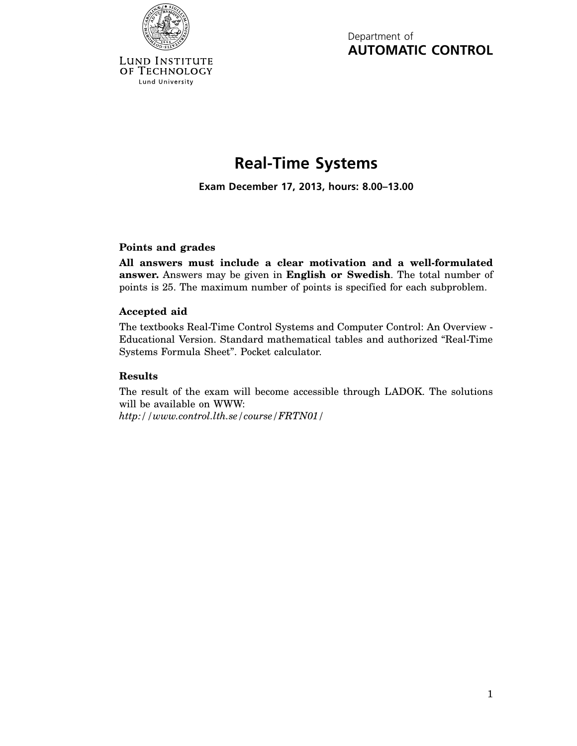LUND INSTITUTE OF TECHNOLOGY
Lund University

Department of
**AUTOMATIC CONTROL**

# Real-Time Systems

**Exam December 17, 2013, hours: 8.00–13.00**

### Points and grades

**All answers must include a clear motivation and a well-formulated answer.** Answers may be given in **English or Swedish**. The total number of points is 25. The maximum number of points is specified for each subproblem.

### Accepted aid

The textbooks Real-Time Control Systems and Computer Control: An Overview - Educational Version. Standard mathematical tables and authorized "Real-Time Systems Formula Sheet". Pocket calculator.

### Results

The result of the exam will become accessible through LADOK. The solutions will be available on WWW:
*http://www.control.lth.se/course/FRTN01/*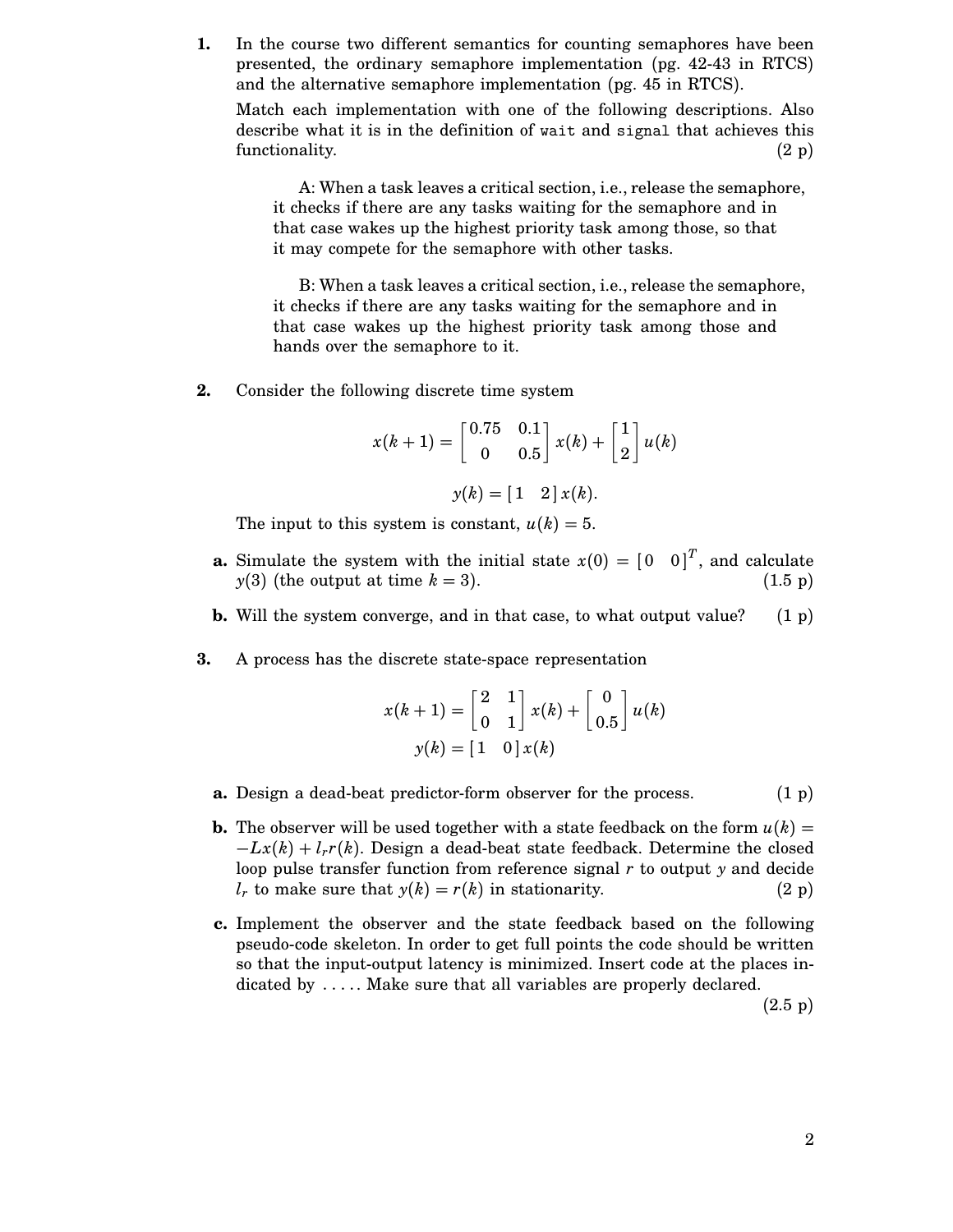1. In the course two different semantics for counting semaphores have been presented, the ordinary semaphore implementation (pg. 42-43 in RTCS) and the alternative semaphore implementation (pg. 45 in RTCS).

   Match each implementation with one of the following descriptions. Also describe what it is in the definition of `wait` and `signal` that achieves this functionality. (2 p)

   > A: When a task leaves a critical section, i.e., release the semaphore, it checks if there are any tasks waiting for the semaphore and in that case wakes up the highest priority task among those, so that it may compete for the semaphore with other tasks.

   > B: When a task leaves a critical section, i.e., release the semaphore, it checks if there are any tasks waiting for the semaphore and in that case wakes up the highest priority task among those and hands over the semaphore to it.

2. Consider the following discrete time system

$$x(k+1) = \begin{bmatrix} 0.75 & 0.1 \\ 0 & 0.5 \end{bmatrix} x(k) + \begin{bmatrix} 1 \\ 2 \end{bmatrix} u(k)$$

$$y(k) = \begin{bmatrix} 1 & 2 \end{bmatrix} x(k).$$

   The input to this system is constant, $u(k) = 5$.

   **a.** Simulate the system with the initial state $x(0) = \begin{bmatrix} 0 & 0 \end{bmatrix}^T$, and calculate $y(3)$ (the output at time $k = 3$). (1.5 p)

   **b.** Will the system converge, and in that case, to what output value? (1 p)

3. A process has the discrete state-space representation

$$x(k+1) = \begin{bmatrix} 2 & 1 \\ 0 & 1 \end{bmatrix} x(k) + \begin{bmatrix} 0 \\ 0.5 \end{bmatrix} u(k)$$

$$y(k) = \begin{bmatrix} 1 & 0 \end{bmatrix} x(k)$$

   **a.** Design a dead-beat predictor-form observer for the process. (1 p)

   **b.** The observer will be used together with a state feedback on the form $u(k) = -Lx(k) + l_r r(k)$. Design a dead-beat state feedback. Determine the closed loop pulse transfer function from reference signal $r$ to output $y$ and decide $l_r$ to make sure that $y(k) = r(k)$ in stationarity. (2 p)

   **c.** Implement the observer and the state feedback based on the following pseudo-code skeleton. In order to get full points the code should be written so that the input-output latency is minimized. Insert code at the places indicated by ..... Make sure that all variables are properly declared. (2.5 p)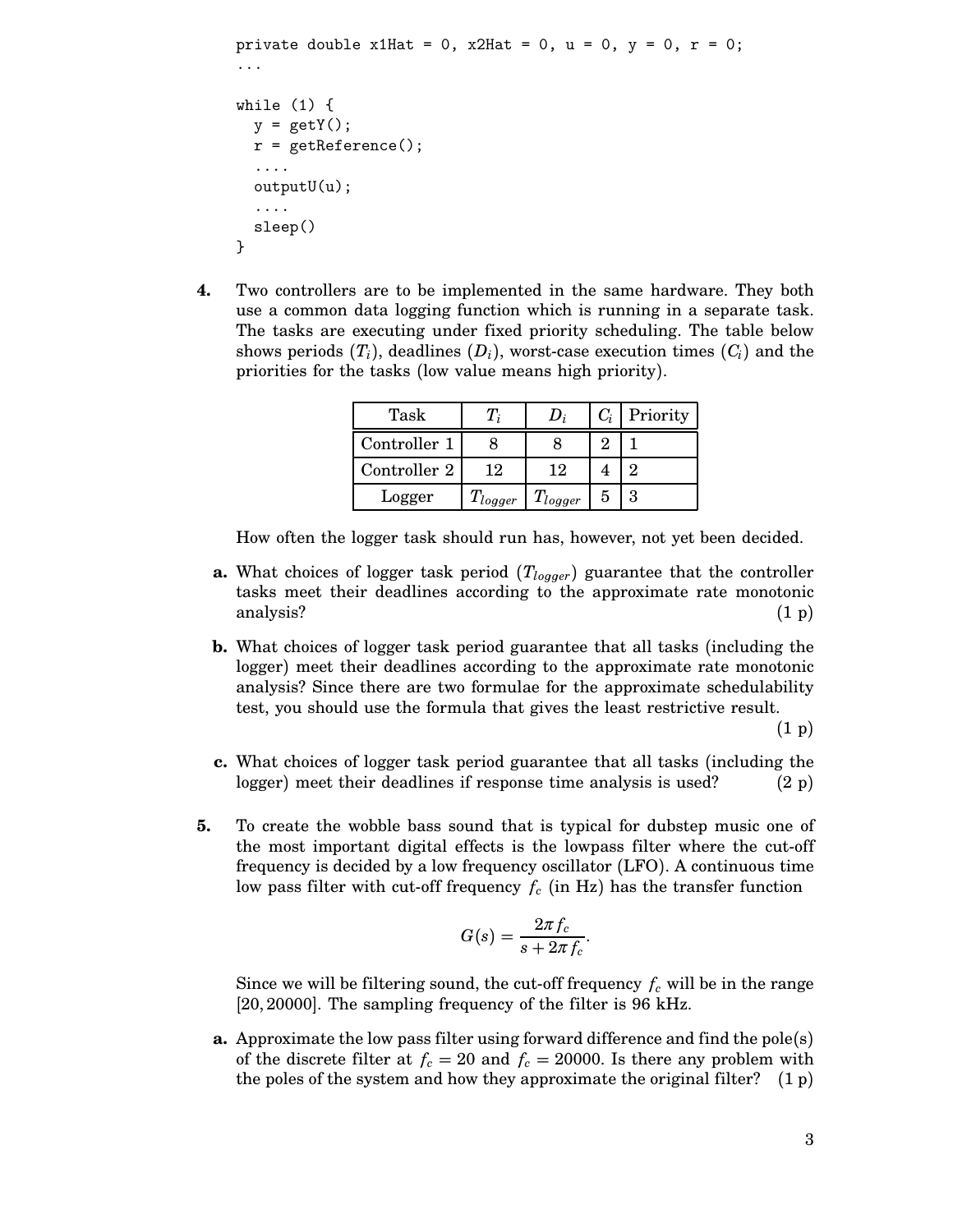```
private double x1Hat = 0, x2Hat = 0, u = 0, y = 0, r = 0;
...

while (1) {
  y = getY();
  r = getReference();
  ....
  outputU(u);
  ....
  sleep()
}
```

**4.** Two controllers are to be implemented in the same hardware. They both use a common data logging function which is running in a separate task. The tasks are executing under fixed priority scheduling. The table below shows periods ($T_i$), deadlines ($D_i$), worst-case execution times ($C_i$) and the priorities for the tasks (low value means high priority).

| Task | $T_i$ | $D_i$ | $C_i$ | Priority |
|---|---|---|---|---|
| Controller 1 | 8 | 8 | 2 | 1 |
| Controller 2 | 12 | 12 | 4 | 2 |
| Logger | $T_{logger}$ | $T_{logger}$ | 5 | 3 |

How often the logger task should run has, however, not yet been decided.

**a.** What choices of logger task period ($T_{logger}$) guarantee that the controller tasks meet their deadlines according to the approximate rate monotonic analysis? (1 p)

**b.** What choices of logger task period guarantee that all tasks (including the logger) meet their deadlines according to the approximate rate monotonic analysis? Since there are two formulae for the approximate schedulability test, you should use the formula that gives the least restrictive result. (1 p)

**c.** What choices of logger task period guarantee that all tasks (including the logger) meet their deadlines if response time analysis is used? (2 p)

**5.** To create the wobble bass sound that is typical for dubstep music one of the most important digital effects is the lowpass filter where the cut-off frequency is decided by a low frequency oscillator (LFO). A continuous time low pass filter with cut-off frequency $f_c$ (in Hz) has the transfer function

$$G(s) = \frac{2\pi f_c}{s + 2\pi f_c}.$$

Since we will be filtering sound, the cut-off frequency $f_c$ will be in the range $[20, 20000]$. The sampling frequency of the filter is 96 kHz.

**a.** Approximate the low pass filter using forward difference and find the pole(s) of the discrete filter at $f_c = 20$ and $f_c = 20000$. Is there any problem with the poles of the system and how they approximate the original filter? (1 p)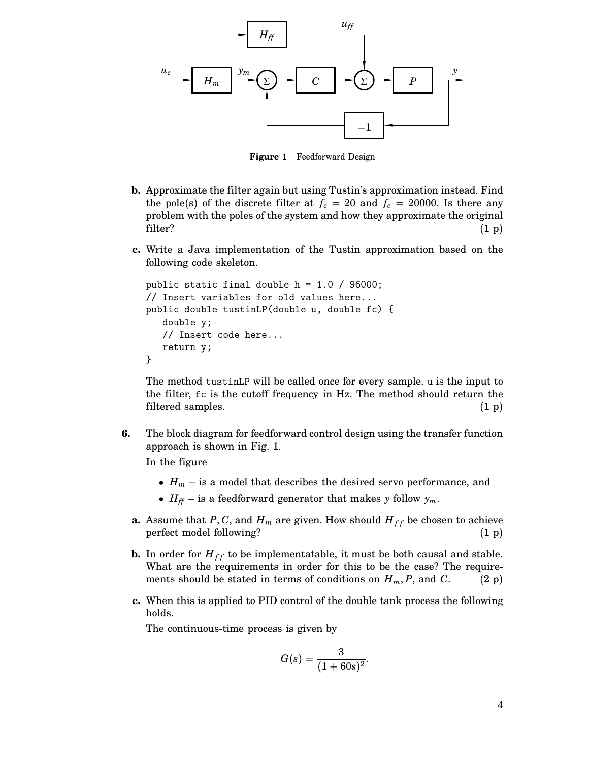**Figure 1** Feedforward Design

**b.** Approximate the filter again but using Tustin's approximation instead. Find the pole(s) of the discrete filter at $f_c = 20$ and $f_c = 20000$. Is there any problem with the poles of the system and how they approximate the original filter? (1 p)

**c.** Write a Java implementation of the Tustin approximation based on the following code skeleton.

```
public static final double h = 1.0 / 96000;
// Insert variables for old values here...
public double tustinLP(double u, double fc) {
    double y;
    // Insert code here...
    return y;
}
```

The method `tustinLP` will be called once for every sample. `u` is the input to the filter, `fc` is the cutoff frequency in Hz. The method should return the filtered samples. (1 p)

**6.** The block diagram for feedforward control design using the transfer function approach is shown in Fig. 1.

In the figure

- $H_m$ – is a model that describes the desired servo performance, and
- $H_{ff}$ – is a feedforward generator that makes $y$ follow $y_m$.

**a.** Assume that $P, C$, and $H_m$ are given. How should $H_{ff}$ be chosen to achieve perfect model following? (1 p)

**b.** In order for $H_{ff}$ to be implementatable, it must be both causal and stable. What are the requirements in order for this to be the case? The requirements should be stated in terms of conditions on $H_m, P$, and $C$. (2 p)

**c.** When this is applied to PID control of the double tank process the following holds.

The continuous-time process is given by

$$G(s) = \frac{3}{(1 + 60s)^2}.$$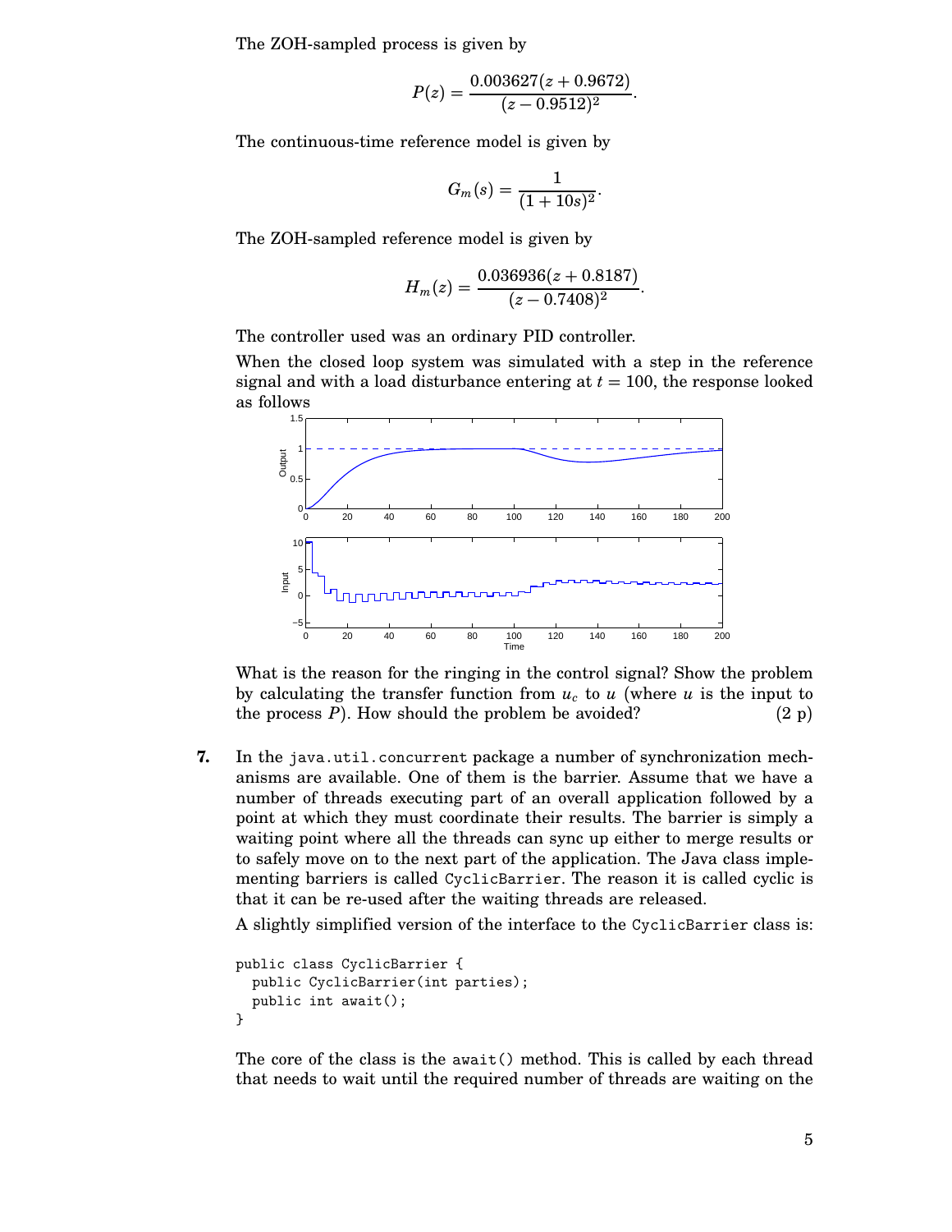The ZOH-sampled process is given by

$$P(z) = \frac{0.003627(z + 0.9672)}{(z - 0.9512)^2}.$$

The continuous-time reference model is given by

$$G_m(s) = \frac{1}{(1 + 10s)^2}.$$

The ZOH-sampled reference model is given by

$$H_m(z) = \frac{0.036936(z + 0.8187)}{(z - 0.7408)^2}.$$

The controller used was an ordinary PID controller.

When the closed loop system was simulated with a step in the reference signal and with a load disturbance entering at $t = 100$, the response looked as follows

What is the reason for the ringing in the control signal? Show the problem by calculating the transfer function from $u_c$ to $u$ (where $u$ is the input to the process $P$). How should the problem be avoided? (2 p)

**7.** In the `java.util.concurrent` package a number of synchronization mechanisms are available. One of them is the barrier. Assume that we have a number of threads executing part of an overall application followed by a point at which they must coordinate their results. The barrier is simply a waiting point where all the threads can sync up either to merge results or to safely move on to the next part of the application. The Java class implementing barriers is called `CyclicBarrier`. The reason it is called cyclic is that it can be re-used after the waiting threads are released.

A slightly simplified version of the interface to the `CyclicBarrier` class is:

```
public class CyclicBarrier {
  public CyclicBarrier(int parties);
  public int await();
}
```

The core of the class is the `await()` method. This is called by each thread that needs to wait until the required number of threads are waiting on the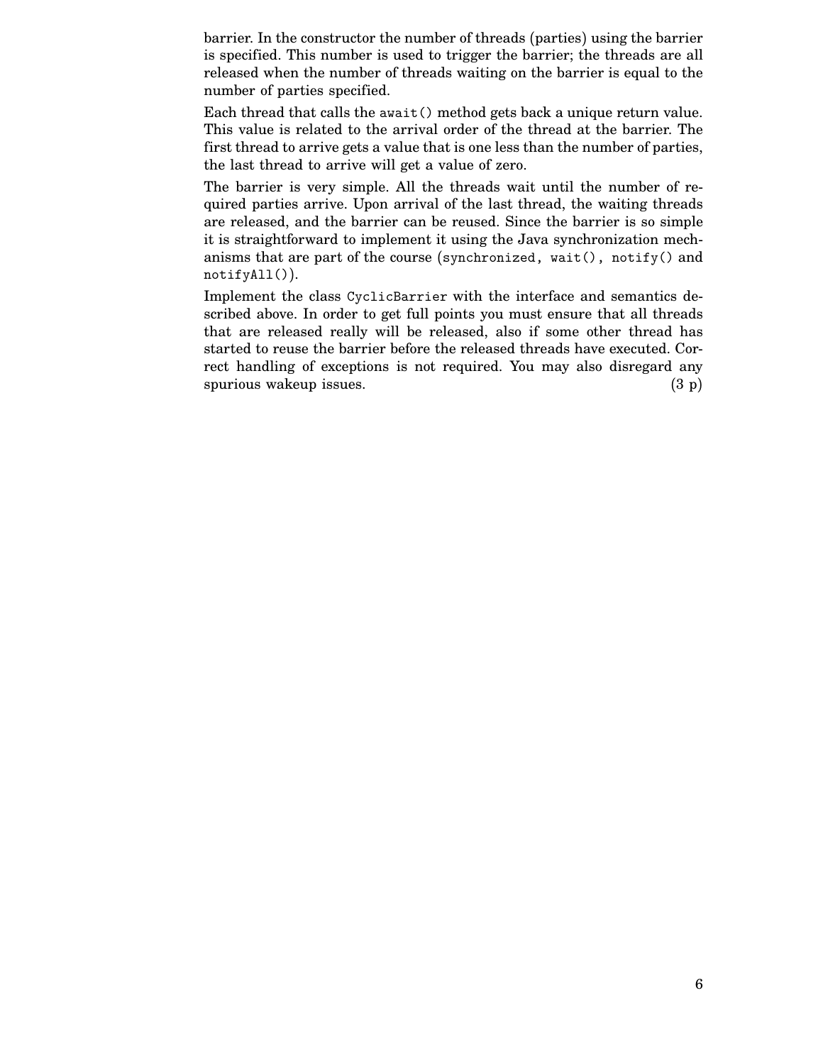barrier. In the constructor the number of threads (parties) using the barrier is specified. This number is used to trigger the barrier; the threads are all released when the number of threads waiting on the barrier is equal to the number of parties specified.

Each thread that calls the `await()` method gets back a unique return value. This value is related to the arrival order of the thread at the barrier. The first thread to arrive gets a value that is one less than the number of parties, the last thread to arrive will get a value of zero.

The barrier is very simple. All the threads wait until the number of required parties arrive. Upon arrival of the last thread, the waiting threads are released, and the barrier can be reused. Since the barrier is so simple it is straightforward to implement it using the Java synchronization mechanisms that are part of the course (`synchronized`, `wait()`, `notify()` and `notifyAll()`).

Implement the class `CyclicBarrier` with the interface and semantics described above. In order to get full points you must ensure that all threads that are released really will be released, also if some other thread has started to reuse the barrier before the released threads have executed. Correct handling of exceptions is not required. You may also disregard any spurious wakeup issues. (3 p)